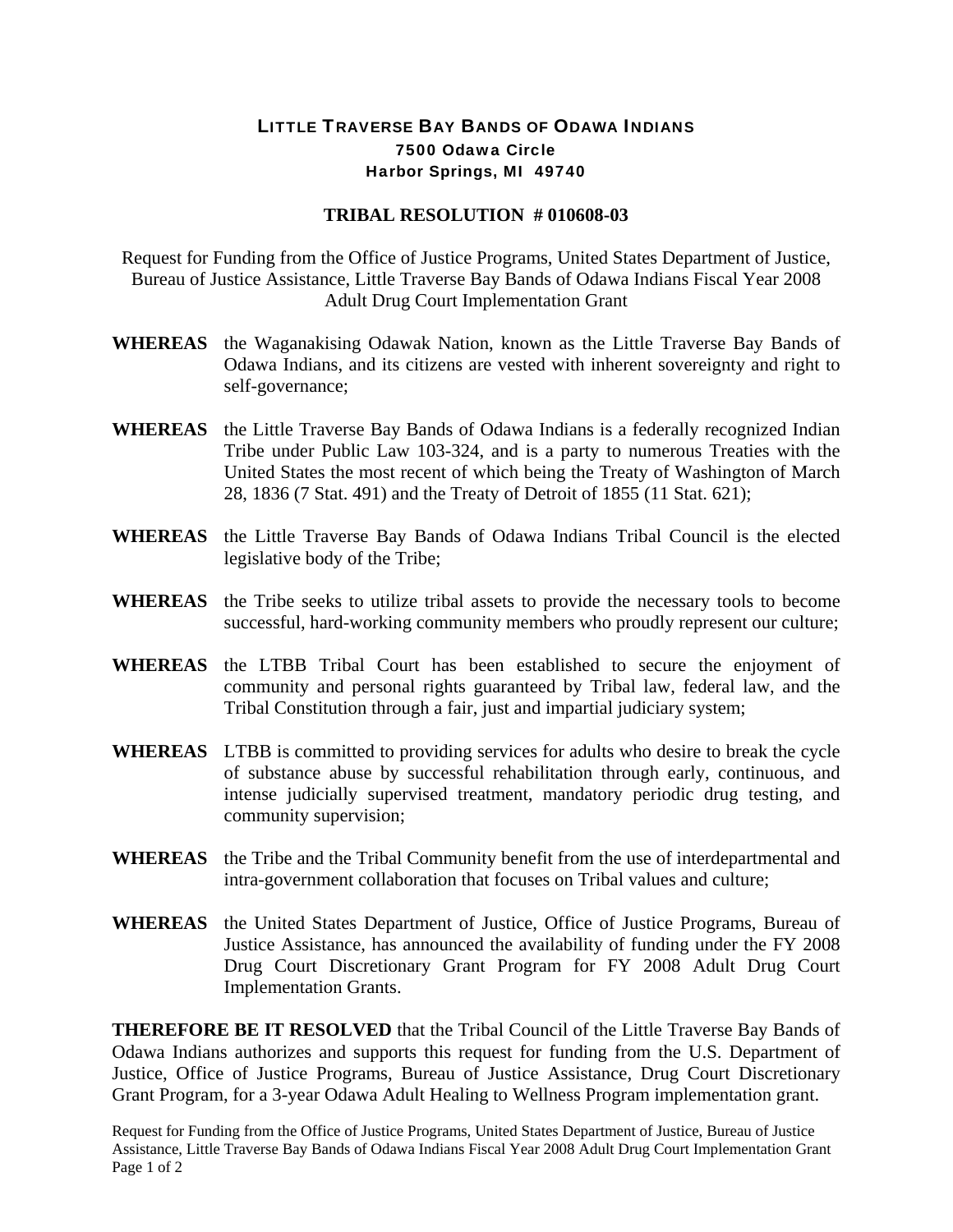**LITTLE TRAVERSE BAY BANDS OF ODAWA INDIANS**
**7500 Odawa Circle**
**Harbor Springs, MI 49740**

# TRIBAL RESOLUTION # 010608-03

Request for Funding from the Office of Justice Programs, United States Department of Justice, Bureau of Justice Assistance, Little Traverse Bay Bands of Odawa Indians Fiscal Year 2008 Adult Drug Court Implementation Grant

**WHEREAS** the Waganakising Odawak Nation, known as the Little Traverse Bay Bands of Odawa Indians, and its citizens are vested with inherent sovereignty and right to self-governance;

**WHEREAS** the Little Traverse Bay Bands of Odawa Indians is a federally recognized Indian Tribe under Public Law 103-324, and is a party to numerous Treaties with the United States the most recent of which being the Treaty of Washington of March 28, 1836 (7 Stat. 491) and the Treaty of Detroit of 1855 (11 Stat. 621);

**WHEREAS** the Little Traverse Bay Bands of Odawa Indians Tribal Council is the elected legislative body of the Tribe;

**WHEREAS** the Tribe seeks to utilize tribal assets to provide the necessary tools to become successful, hard-working community members who proudly represent our culture;

**WHEREAS** the LTBB Tribal Court has been established to secure the enjoyment of community and personal rights guaranteed by Tribal law, federal law, and the Tribal Constitution through a fair, just and impartial judiciary system;

**WHEREAS** LTBB is committed to providing services for adults who desire to break the cycle of substance abuse by successful rehabilitation through early, continuous, and intense judicially supervised treatment, mandatory periodic drug testing, and community supervision;

**WHEREAS** the Tribe and the Tribal Community benefit from the use of interdepartmental and intra-government collaboration that focuses on Tribal values and culture;

**WHEREAS** the United States Department of Justice, Office of Justice Programs, Bureau of Justice Assistance, has announced the availability of funding under the FY 2008 Drug Court Discretionary Grant Program for FY 2008 Adult Drug Court Implementation Grants.

**THEREFORE BE IT RESOLVED** that the Tribal Council of the Little Traverse Bay Bands of Odawa Indians authorizes and supports this request for funding from the U.S. Department of Justice, Office of Justice Programs, Bureau of Justice Assistance, Drug Court Discretionary Grant Program, for a 3-year Odawa Adult Healing to Wellness Program implementation grant.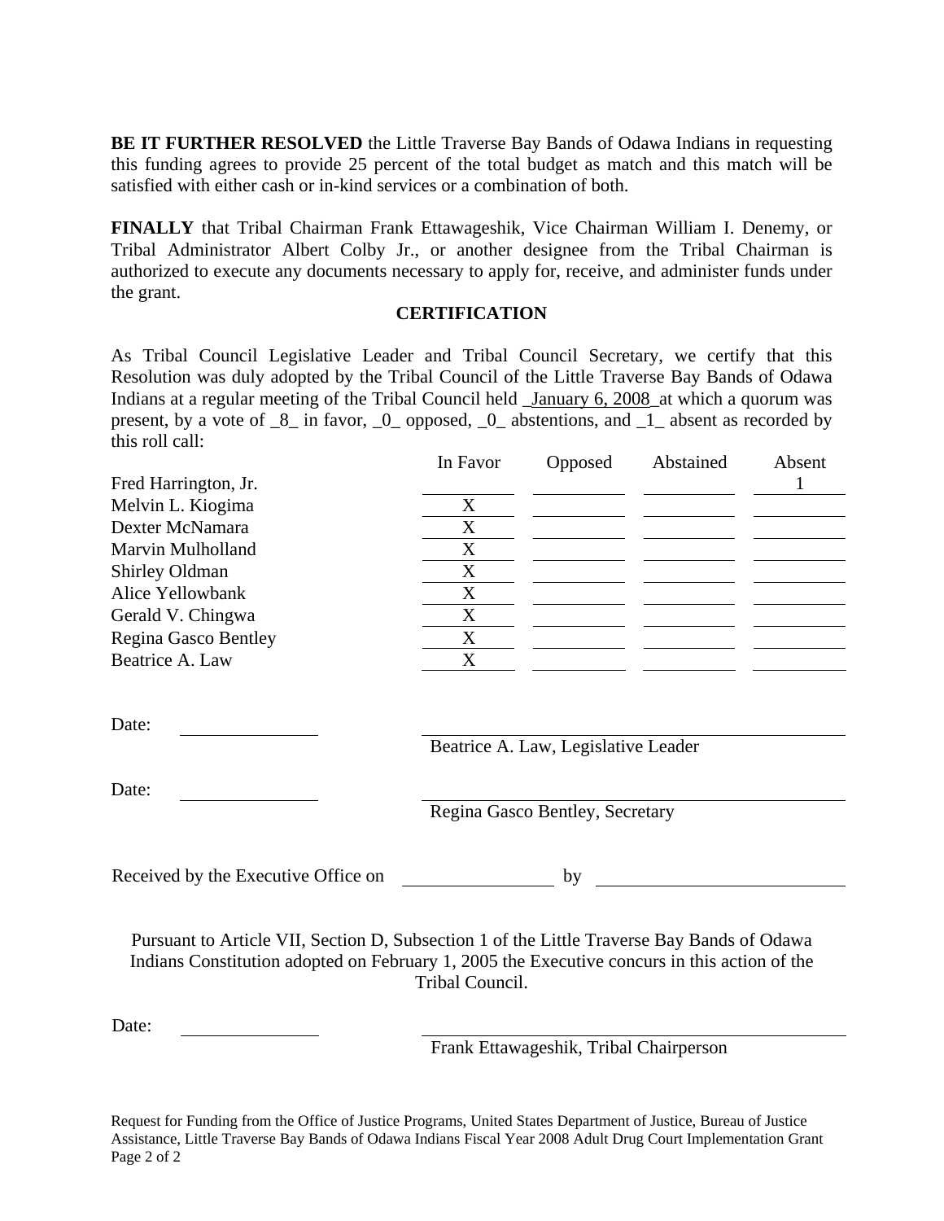**BE IT FURTHER RESOLVED** the Little Traverse Bay Bands of Odawa Indians in requesting this funding agrees to provide 25 percent of the total budget as match and this match will be satisfied with either cash or in-kind services or a combination of both.

**FINALLY** that Tribal Chairman Frank Ettawageshik, Vice Chairman William I. Denemy, or Tribal Administrator Albert Colby Jr., or another designee from the Tribal Chairman is authorized to execute any documents necessary to apply for, receive, and administer funds under the grant.

## CERTIFICATION

As Tribal Council Legislative Leader and Tribal Council Secretary, we certify that this Resolution was duly adopted by the Tribal Council of the Little Traverse Bay Bands of Odawa Indians at a regular meeting of the Tribal Council held _January 6, 2008_ at which a quorum was present, by a vote of _8_ in favor, _0_ opposed, _0_ abstentions, and _1_ absent as recorded by this roll call:

| | In Favor | Opposed | Abstained | Absent |
|---|---|---|---|---|
| Fred Harrington, Jr. | | | | 1 |
| Melvin L. Kiogima | X | | | |
| Dexter McNamara | X | | | |
| Marvin Mulholland | X | | | |
| Shirley Oldman | X | | | |
| Alice Yellowbank | X | | | |
| Gerald V. Chingwa | X | | | |
| Regina Gasco Bentley | X | | | |
| Beatrice A. Law | X | | | |

Date: ______________ ______________________________
Beatrice A. Law, Legislative Leader

Date: ______________ ______________________________
Regina Gasco Bentley, Secretary

Received by the Executive Office on ______________ by ______________________

Pursuant to Article VII, Section D, Subsection 1 of the Little Traverse Bay Bands of Odawa Indians Constitution adopted on February 1, 2005 the Executive concurs in this action of the Tribal Council.

Date: ______________ ______________________________
Frank Ettawageshik, Tribal Chairperson

Request for Funding from the Office of Justice Programs, United States Department of Justice, Bureau of Justice Assistance, Little Traverse Bay Bands of Odawa Indians Fiscal Year 2008 Adult Drug Court Implementation Grant